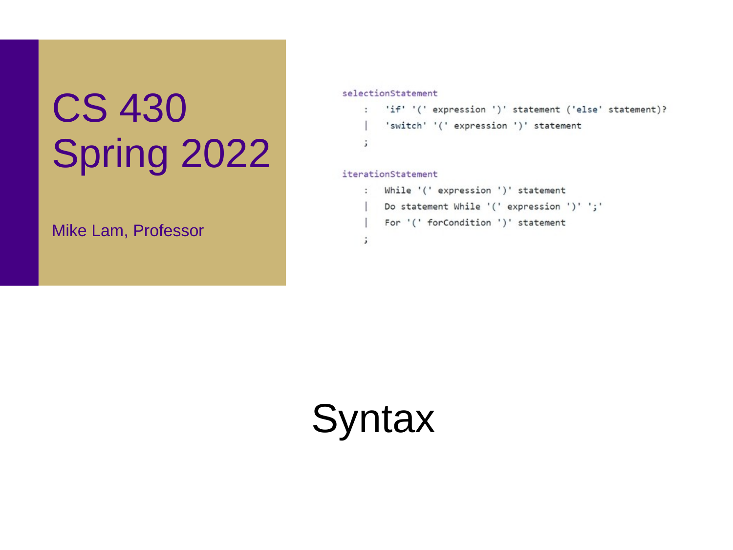# CS 430 Spring 2022

Mike Lam, Professor

```
selectionStatement
    :   'if' '(' expression ')' statement ('else' statement)?
    |   'switch' '(' expression ')' statement
    ;

iterationStatement
    :   While '(' expression ')' statement
    |   Do statement While '(' expression ')' ';'
    |   For '(' forCondition ')' statement
    ;
```

# Syntax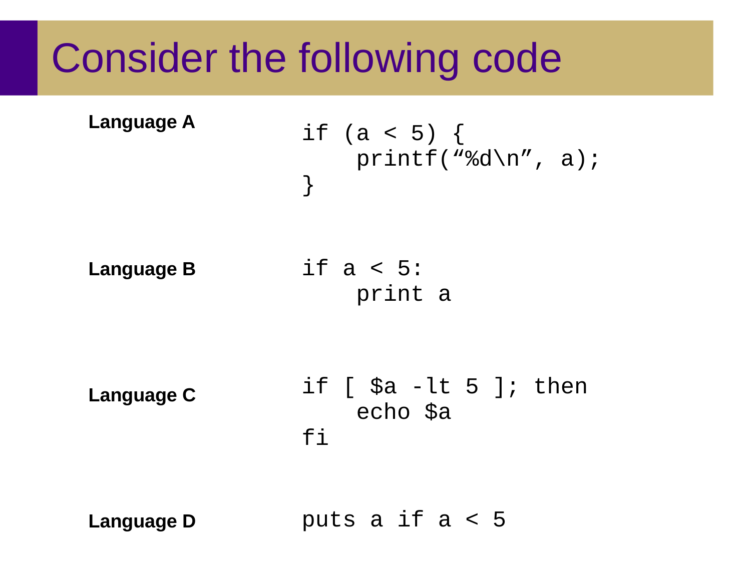# Consider the following code

**Language A**

```
if (a < 5) {
    printf(“%d\n”, a);
}
```

**Language B**

```
if a < 5:
    print a
```

**Language C**

```
if [ $a -lt 5 ]; then
    echo $a
fi
```

**Language D**

```
puts a if a < 5
```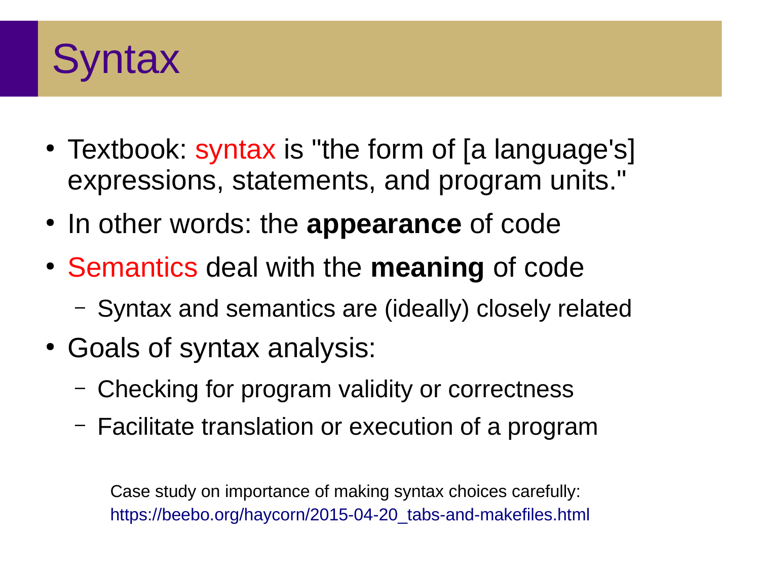# Syntax

- Textbook: syntax is "the form of [a language's] expressions, statements, and program units."
- In other words: the **appearance** of code
- Semantics deal with the **meaning** of code
  - Syntax and semantics are (ideally) closely related
- Goals of syntax analysis:
  - Checking for program validity or correctness
  - Facilitate translation or execution of a program

Case study on importance of making syntax choices carefully:
https://beebo.org/haycorn/2015-04-20_tabs-and-makefiles.html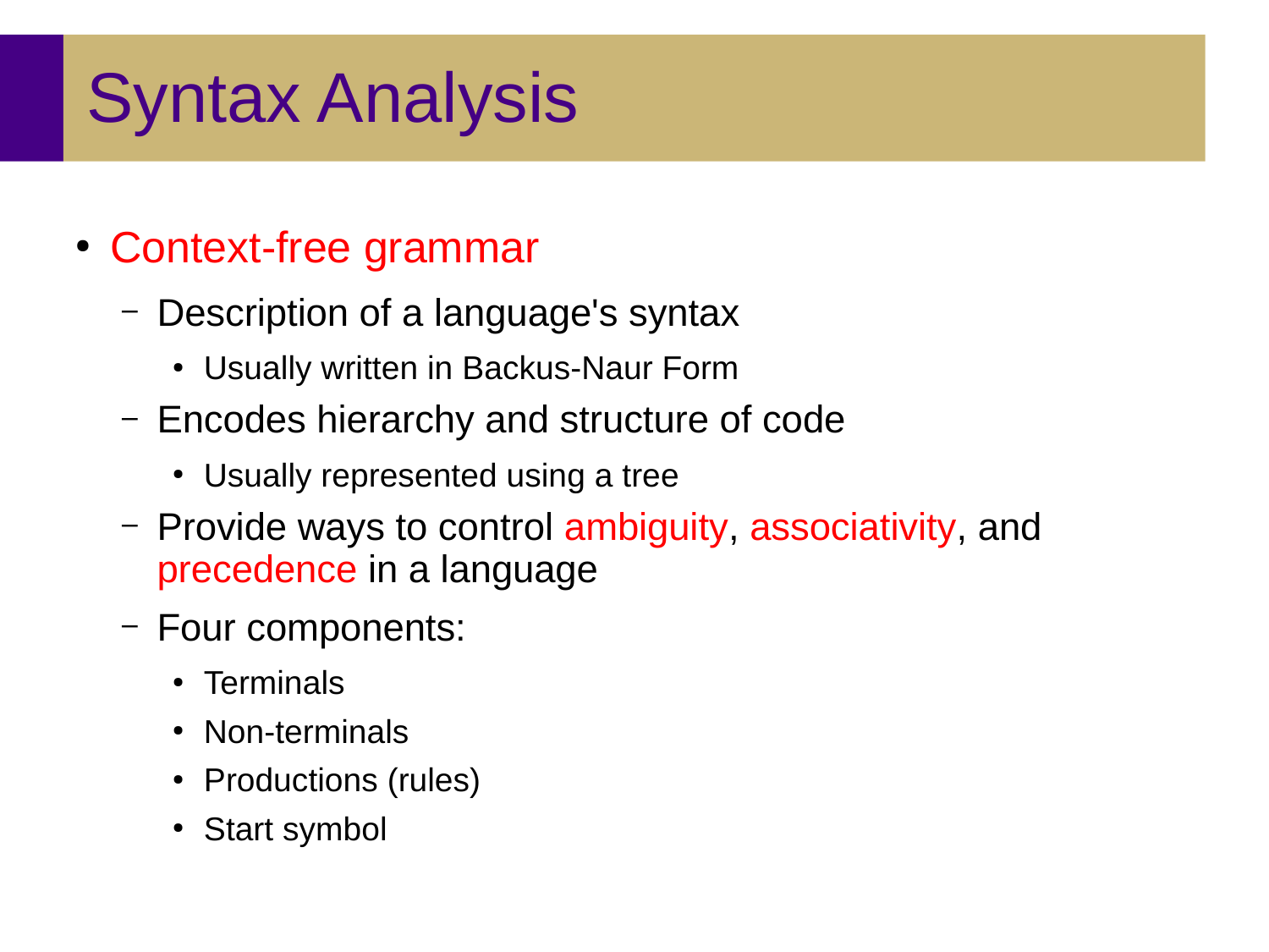# Syntax Analysis

- Context-free grammar
  - Description of a language's syntax
    - Usually written in Backus-Naur Form
  - Encodes hierarchy and structure of code
    - Usually represented using a tree
  - Provide ways to control ambiguity, associativity, and precedence in a language
  - Four components:
    - Terminals
    - Non-terminals
    - Productions (rules)
    - Start symbol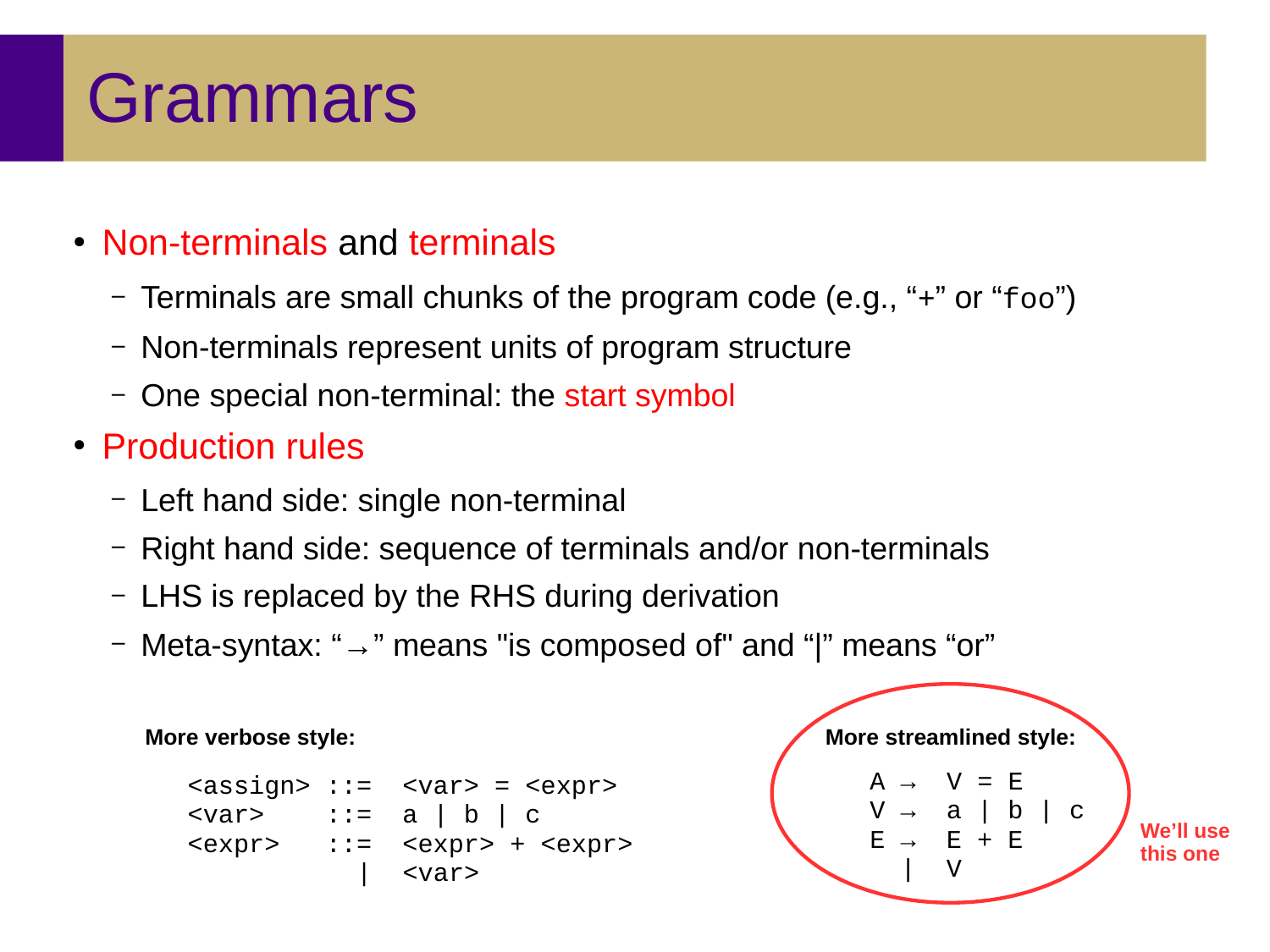# Grammars

- Non-terminals and terminals
  - Terminals are small chunks of the program code (e.g., "+" or "`foo`")
  - Non-terminals represent units of program structure
  - One special non-terminal: the start symbol
- Production rules
  - Left hand side: single non-terminal
  - Right hand side: sequence of terminals and/or non-terminals
  - LHS is replaced by the RHS during derivation
  - Meta-syntax: "→" means "is composed of" and "|" means "or"

**More verbose style:**

```
<assign> ::=  <var> = <expr>
<var>    ::=  a | b | c
<expr>   ::=  <expr> + <expr>
           |  <var>
```

**More streamlined style:**

```
A →  V = E
V →  a | b | c
E →  E + E
  |  V
```

We'll use this one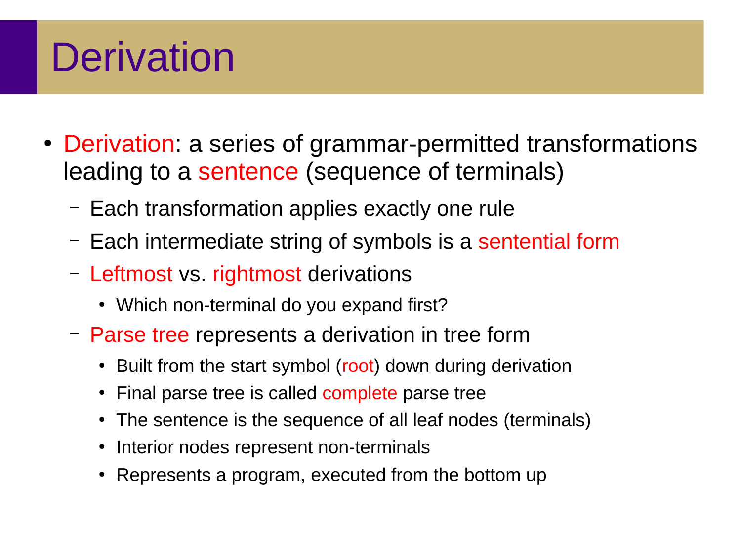# Derivation

- Derivation: a series of grammar-permitted transformations leading to a sentence (sequence of terminals)
  - Each transformation applies exactly one rule
  - Each intermediate string of symbols is a sentential form
  - Leftmost vs. rightmost derivations
    - Which non-terminal do you expand first?
  - Parse tree represents a derivation in tree form
    - Built from the start symbol (root) down during derivation
    - Final parse tree is called complete parse tree
    - The sentence is the sequence of all leaf nodes (terminals)
    - Interior nodes represent non-terminals
    - Represents a program, executed from the bottom up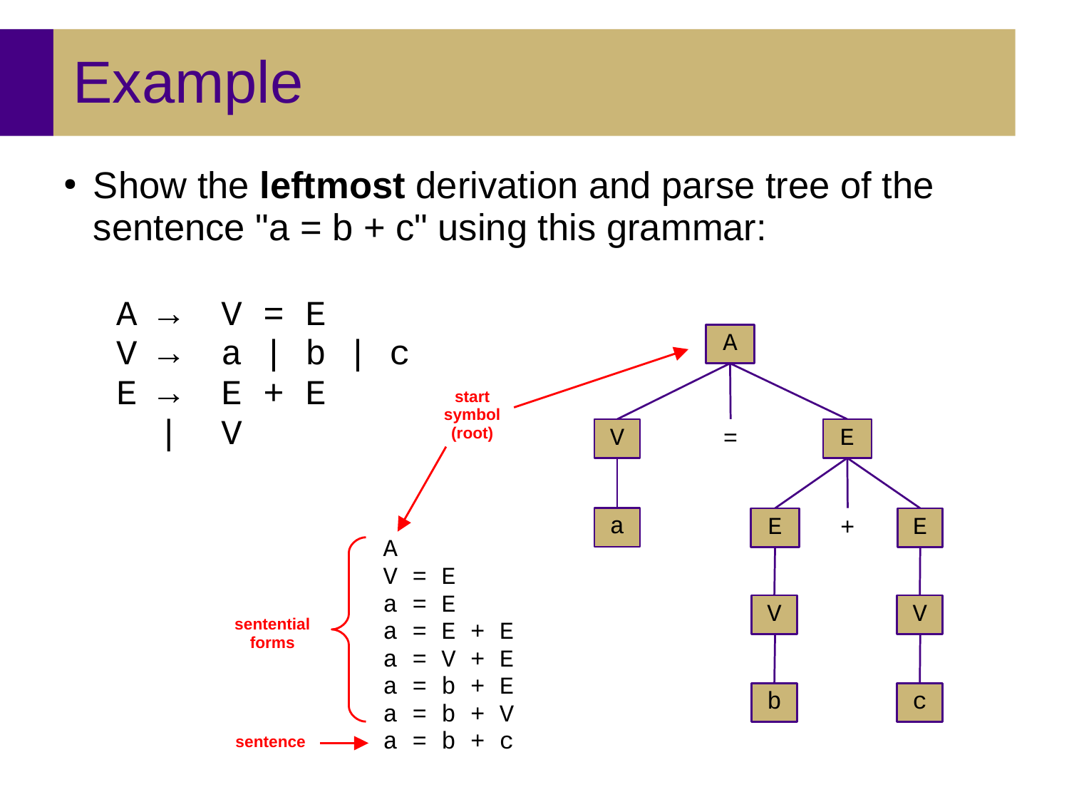# Example

- Show the **leftmost** derivation and parse tree of the sentence "a = b + c" using this grammar:

```
A  →  V = E
V  →  a | b | c
E  →  E + E
   |  V
```

start symbol (root)

sentential forms:

```
A
V = E
a = E
a = E + E
a = V + E
a = b + E
a = b + V
a = b + c
```

sentence → a = b + c

Parse tree:

```
            A
         /  |  \
        V   =   E
        |     / | \
        a    E  +  E
             |     |
             V     V
             |     |
             b     c
```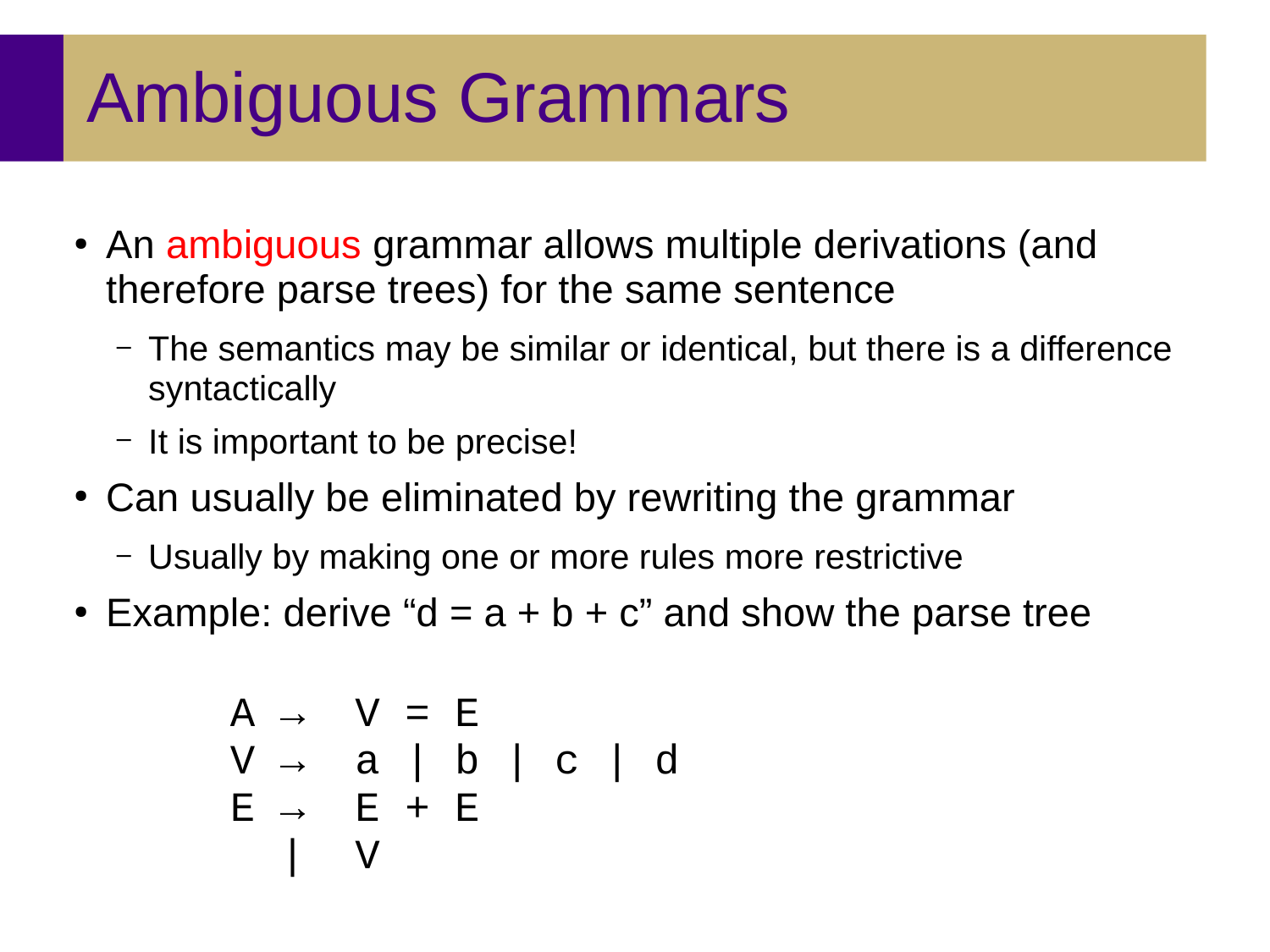# Ambiguous Grammars

- An ambiguous grammar allows multiple derivations (and therefore parse trees) for the same sentence
  - The semantics may be similar or identical, but there is a difference syntactically
  - It is important to be precise!
- Can usually be eliminated by rewriting the grammar
  - Usually by making one or more rules more restrictive
- Example: derive “d = a + b + c” and show the parse tree

```
A  →   V  =  E
V  →   a  |  b  |  c  |  d
E  →   E  +  E
    |  V
```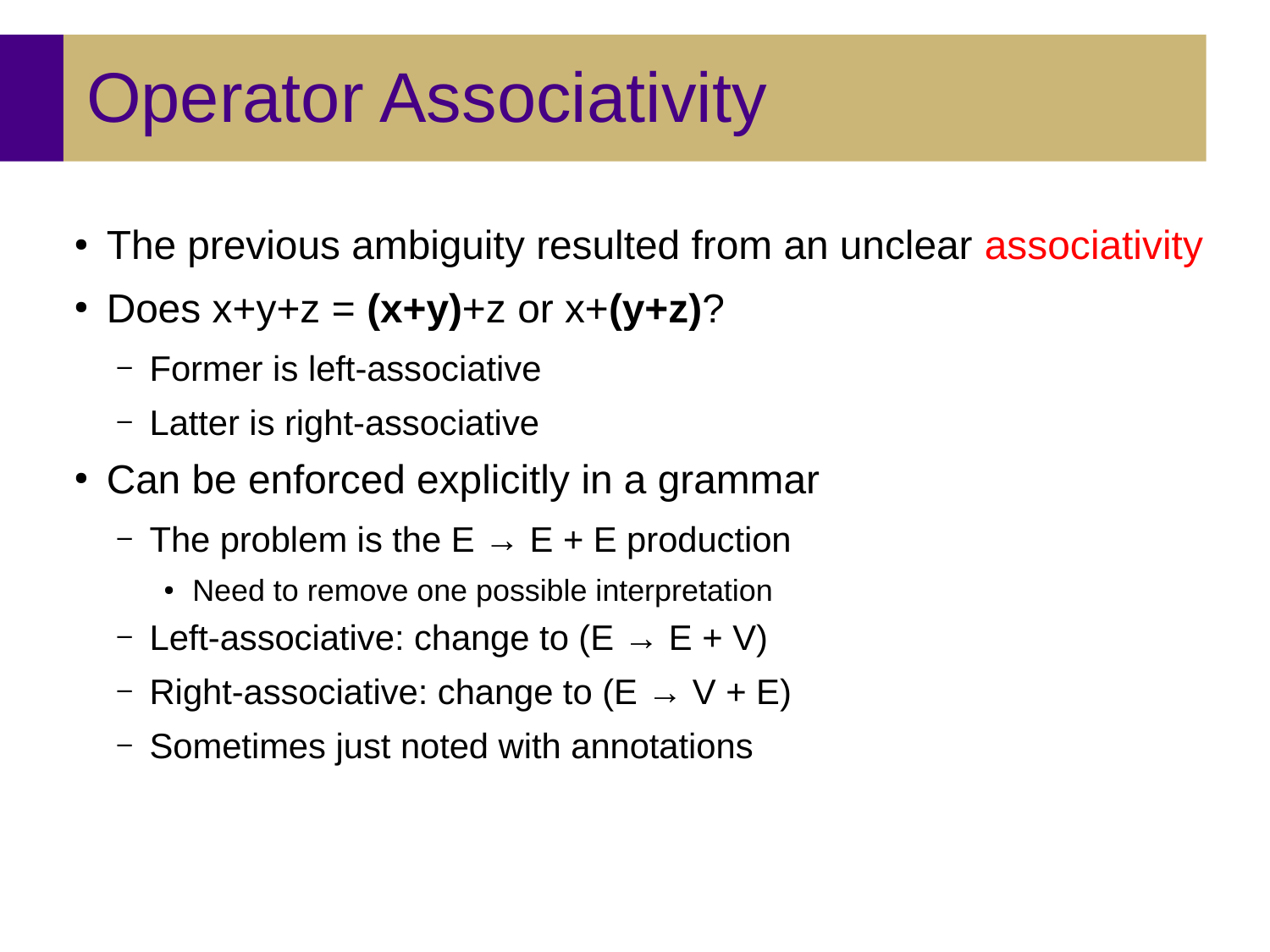# Operator Associativity

- The previous ambiguity resulted from an unclear associativity
- Does x+y+z = **(x+y)**+z or x+**(y+z)**?
  - Former is left-associative
  - Latter is right-associative
- Can be enforced explicitly in a grammar
  - The problem is the $E \rightarrow E + E$ production
    - Need to remove one possible interpretation
  - Left-associative: change to ($E \rightarrow E + V$)
  - Right-associative: change to ($E \rightarrow V + E$)
  - Sometimes just noted with annotations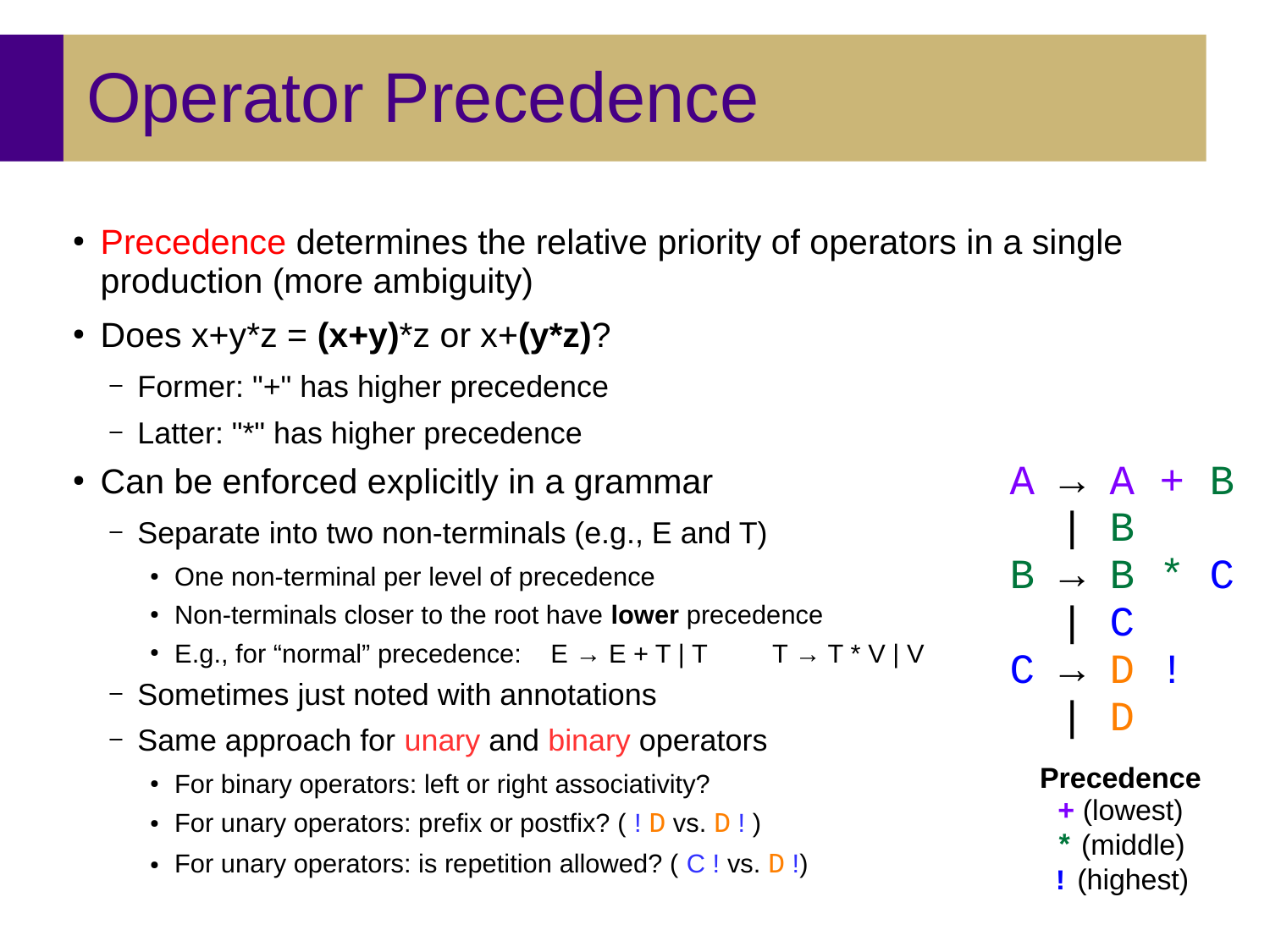# Operator Precedence

- Precedence determines the relative priority of operators in a single production (more ambiguity)
- Does x+y*z = **(x+y)**\*z or x+**(y\*z)**?
  - Former: "+" has higher precedence
  - Latter: "*" has higher precedence
- Can be enforced explicitly in a grammar
  - Separate into two non-terminals (e.g., E and T)
    - One non-terminal per level of precedence
    - Non-terminals closer to the root have **lower** precedence
    - E.g., for "normal" precedence: E → E + T | T    T → T * V | V
  - Sometimes just noted with annotations
  - Same approach for unary and binary operators
    - For binary operators: left or right associativity?
    - For unary operators: prefix or postfix? ( ! D vs. D ! )
    - For unary operators: is repetition allowed? ( C ! vs. D !)

```
A → A + B
  | B
B → B * C
  | C
C → D !
  | D
```

**Precedence**
+ (lowest)
* (middle)
! (highest)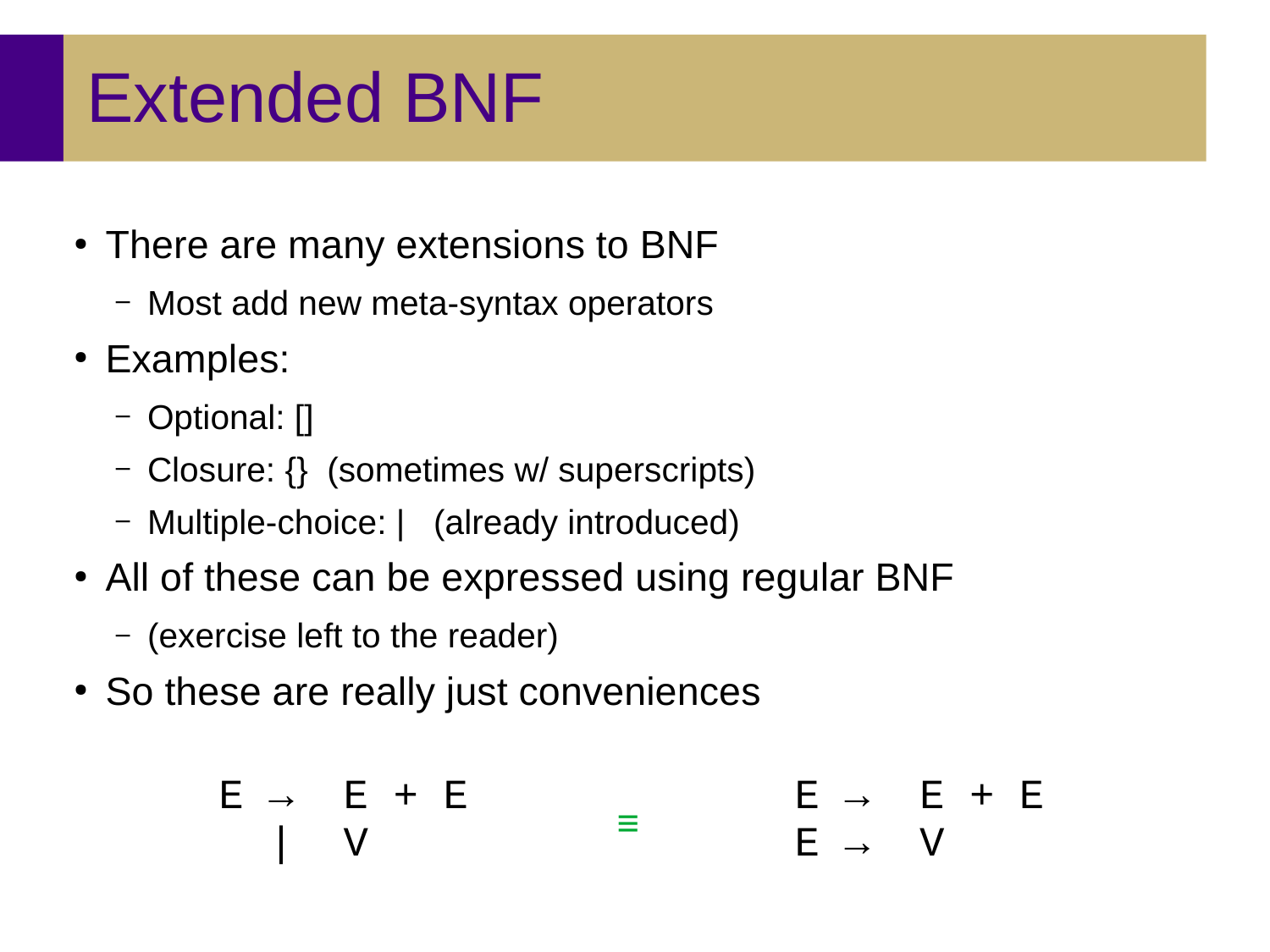# Extended BNF

- There are many extensions to BNF
  - Most add new meta-syntax operators
- Examples:
  - Optional: []
  - Closure: {}  (sometimes w/ superscripts)
  - Multiple-choice: |   (already introduced)
- All of these can be expressed using regular BNF
  - (exercise left to the reader)
- So these are really just conveniences

$$
\begin{array}{lll} E & \rightarrow & E + E \\ & | & V \end{array}
\quad \equiv \quad
\begin{array}{lll} E & \rightarrow & E + E \\ E & \rightarrow & V \end{array}
$$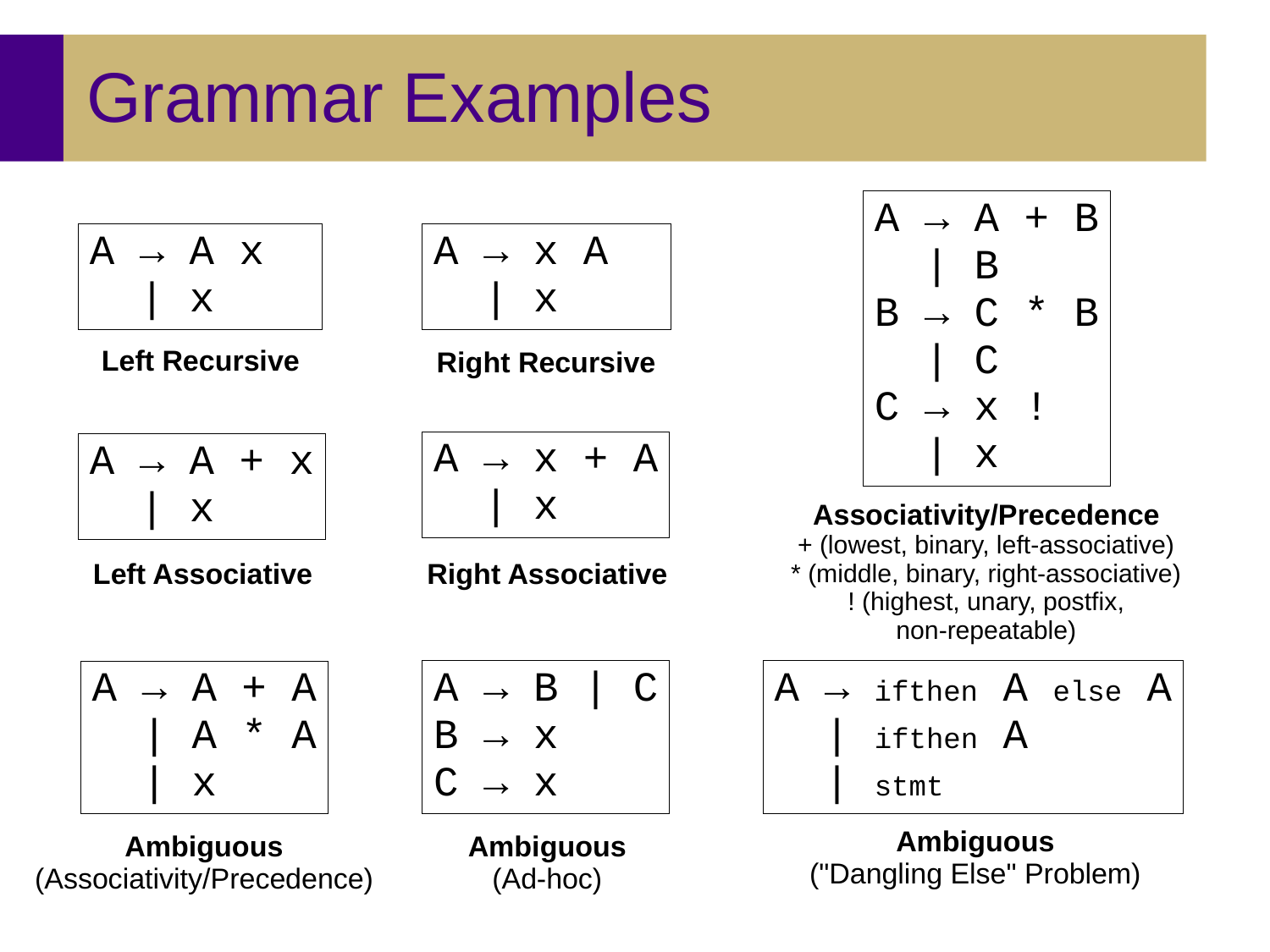# Grammar Examples

```
A → A x
  | x
```

**Left Recursive**

```
A → x A
  | x
```

**Right Recursive**

```
A → A + B
  | B
B → C * B
  | C
C → x !
  | x
```

**Associativity/Precedence**

+ (lowest, binary, left-associative)
* (middle, binary, right-associative)
! (highest, unary, postfix, non-repeatable)

```
A → A + x
  | x
```

**Left Associative**

```
A → x + A
  | x
```

**Right Associative**

```
A → A + A
  | A * A
  | x
```

**Ambiguous**
(Associativity/Precedence)

```
A → B | C
B → x
C → x
```

**Ambiguous**
(Ad-hoc)

```
A → ifthen A else A
  | ifthen A
  | stmt
```

**Ambiguous**
("Dangling Else" Problem)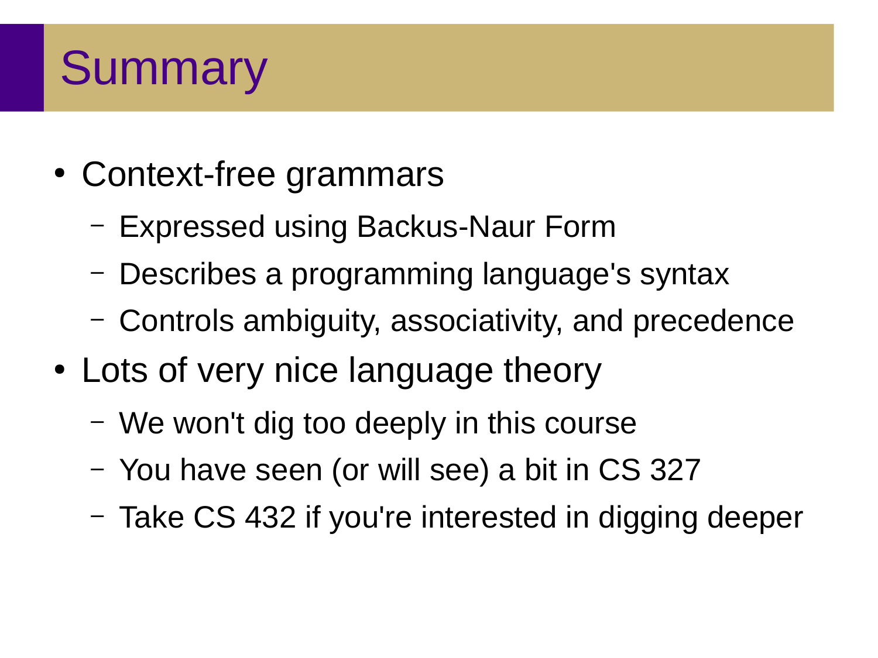# Summary

- Context-free grammars
  - Expressed using Backus-Naur Form
  - Describes a programming language's syntax
  - Controls ambiguity, associativity, and precedence
- Lots of very nice language theory
  - We won't dig too deeply in this course
  - You have seen (or will see) a bit in CS 327
  - Take CS 432 if you're interested in digging deeper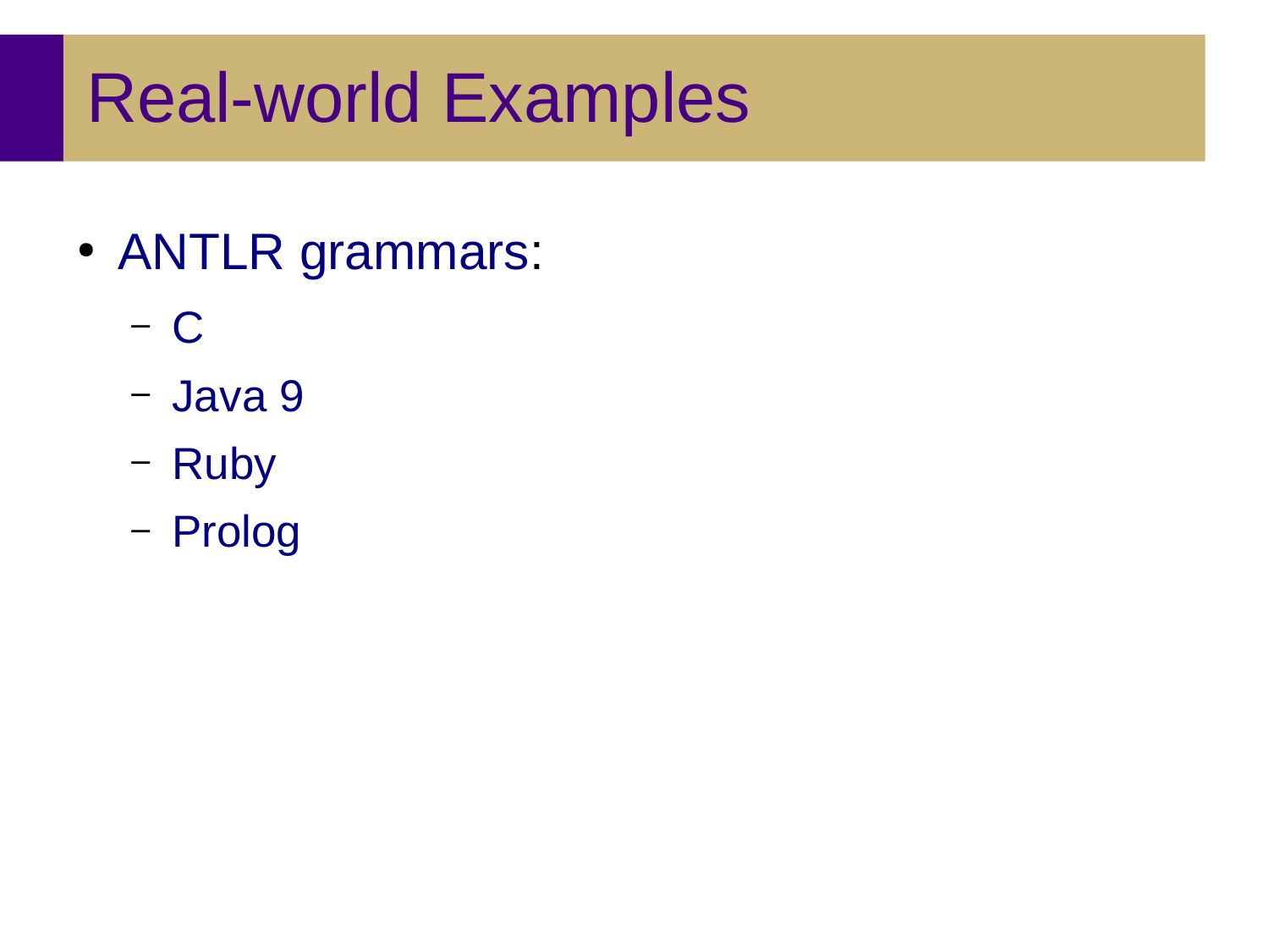# Real-world Examples

- ANTLR grammars:
  - C
  - Java 9
  - Ruby
  - Prolog